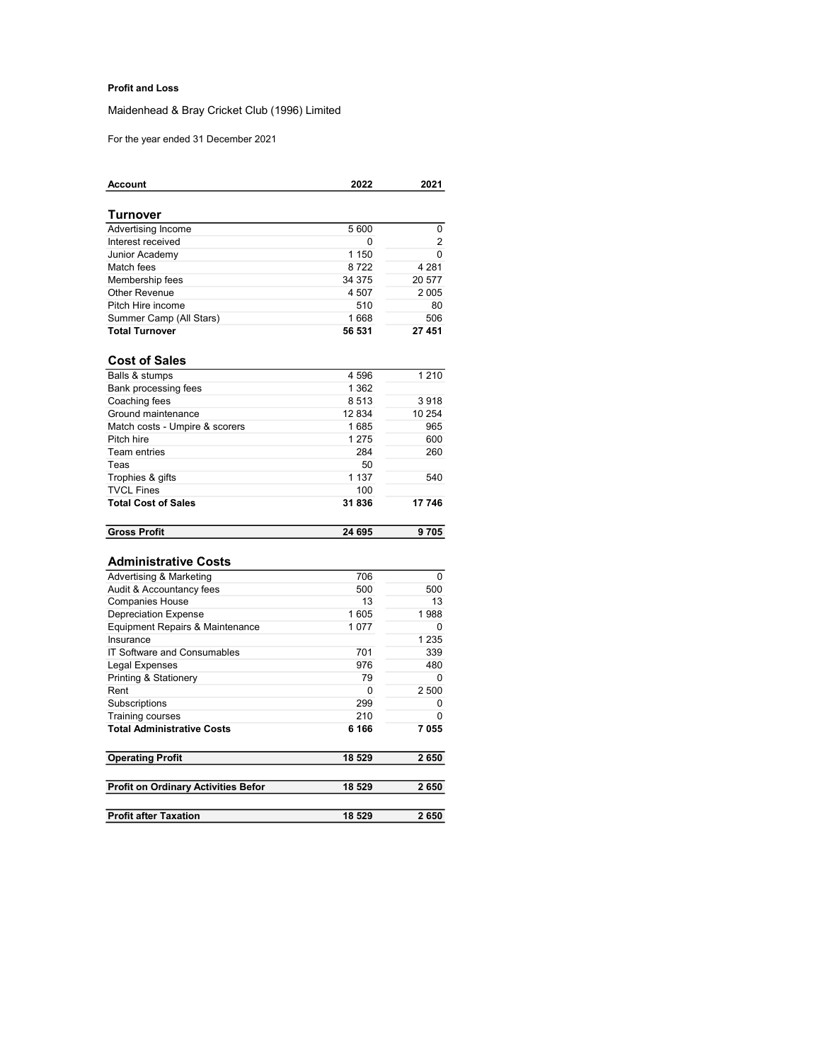**Profit and Loss**

Maidenhead & Bray Cricket Club (1996) Limited

For the year ended 31 December 2021

| Account | 2022 | 2021 |
|---|---|---|
| **Turnover** | | |
| Advertising Income | 5 600 | 0 |
| Interest received | 0 | 2 |
| Junior Academy | 1 150 | 0 |
| Match fees | 8 722 | 4 281 |
| Membership fees | 34 375 | 20 577 |
| Other Revenue | 4 507 | 2 005 |
| Pitch Hire income | 510 | 80 |
| Summer Camp (All Stars) | 1 668 | 506 |
| **Total Turnover** | **56 531** | **27 451** |
| **Cost of Sales** | | |
| Balls & stumps | 4 596 | 1 210 |
| Bank processing fees | 1 362 | |
| Coaching fees | 8 513 | 3 918 |
| Ground maintenance | 12 834 | 10 254 |
| Match costs - Umpire & scorers | 1 685 | 965 |
| Pitch hire | 1 275 | 600 |
| Team entries | 284 | 260 |
| Teas | 50 | |
| Trophies & gifts | 1 137 | 540 |
| TVCL Fines | 100 | |
| **Total Cost of Sales** | **31 836** | **17 746** |
| **Gross Profit** | **24 695** | **9 705** |
| **Administrative Costs** | | |
| Advertising & Marketing | 706 | 0 |
| Audit & Accountancy fees | 500 | 500 |
| Companies House | 13 | 13 |
| Depreciation Expense | 1 605 | 1 988 |
| Equipment Repairs & Maintenance | 1 077 | 0 |
| Insurance | | 1 235 |
| IT Software and Consumables | 701 | 339 |
| Legal Expenses | 976 | 480 |
| Printing & Stationery | 79 | 0 |
| Rent | 0 | 2 500 |
| Subscriptions | 299 | 0 |
| Training courses | 210 | 0 |
| **Total Administrative Costs** | **6 166** | **7 055** |
| **Operating Profit** | **18 529** | **2 650** |
| **Profit on Ordinary Activities Befor** | **18 529** | **2 650** |
| **Profit after Taxation** | **18 529** | **2 650** |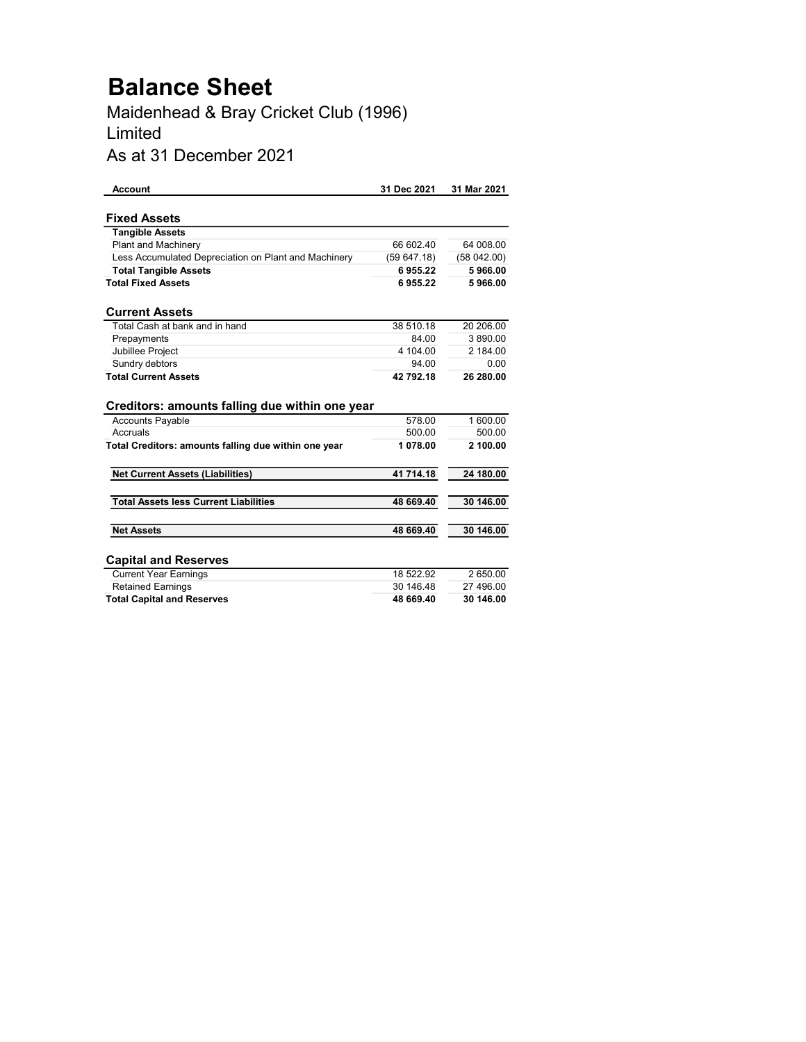# Balance Sheet

Maidenhead & Bray Cricket Club (1996) Limited

As at 31 December 2021

| Account | 31 Dec 2021 | 31 Mar 2021 |
| --- | --- | --- |
| **Fixed Assets** | | |
| **Tangible Assets** | | |
| Plant and Machinery | 66 602.40 | 64 008.00 |
| Less Accumulated Depreciation on Plant and Machinery | (59 647.18) | (58 042.00) |
| **Total Tangible Assets** | **6 955.22** | **5 966.00** |
| **Total Fixed Assets** | **6 955.22** | **5 966.00** |
| **Current Assets** | | |
| Total Cash at bank and in hand | 38 510.18 | 20 206.00 |
| Prepayments | 84.00 | 3 890.00 |
| Jubillee Project | 4 104.00 | 2 184.00 |
| Sundry debtors | 94.00 | 0.00 |
| **Total Current Assets** | **42 792.18** | **26 280.00** |
| **Creditors: amounts falling due within one year** | | |
| Accounts Payable | 578.00 | 1 600.00 |
| Accruals | 500.00 | 500.00 |
| **Total Creditors: amounts falling due within one year** | **1 078.00** | **2 100.00** |
| **Net Current Assets (Liabilities)** | **41 714.18** | **24 180.00** |
| **Total Assets less Current Liabilities** | **48 669.40** | **30 146.00** |
| **Net Assets** | **48 669.40** | **30 146.00** |
| **Capital and Reserves** | | |
| Current Year Earnings | 18 522.92 | 2 650.00 |
| Retained Earnings | 30 146.48 | 27 496.00 |
| **Total Capital and Reserves** | **48 669.40** | **30 146.00** |